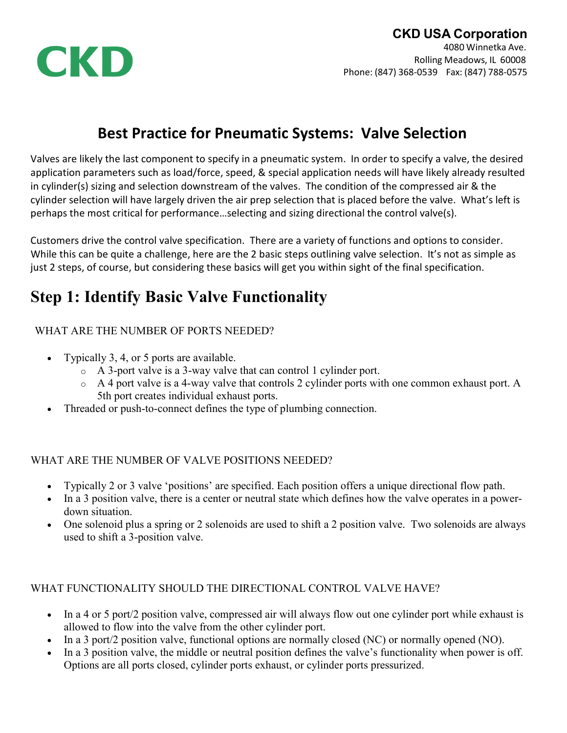CKD

**CKD USA Corporation**
4080 Winnetka Ave.
Rolling Meadows, IL 60008
Phone: (847) 368-0539 Fax: (847) 788-0575

# Best Practice for Pneumatic Systems: Valve Selection

Valves are likely the last component to specify in a pneumatic system. In order to specify a valve, the desired application parameters such as load/force, speed, & special application needs will have likely already resulted in cylinder(s) sizing and selection downstream of the valves. The condition of the compressed air & the cylinder selection will have largely driven the air prep selection that is placed before the valve. What's left is perhaps the most critical for performance…selecting and sizing directional the control valve(s).

Customers drive the control valve specification. There are a variety of functions and options to consider. While this can be quite a challenge, here are the 2 basic steps outlining valve selection. It's not as simple as just 2 steps, of course, but considering these basics will get you within sight of the final specification.

## Step 1: Identify Basic Valve Functionality

WHAT ARE THE NUMBER OF PORTS NEEDED?

- Typically 3, 4, or 5 ports are available.
  - A 3-port valve is a 3-way valve that can control 1 cylinder port.
  - A 4 port valve is a 4-way valve that controls 2 cylinder ports with one common exhaust port. A 5th port creates individual exhaust ports.
- Threaded or push-to-connect defines the type of plumbing connection.

WHAT ARE THE NUMBER OF VALVE POSITIONS NEEDED?

- Typically 2 or 3 valve 'positions' are specified. Each position offers a unique directional flow path.
- In a 3 position valve, there is a center or neutral state which defines how the valve operates in a power-down situation.
- One solenoid plus a spring or 2 solenoids are used to shift a 2 position valve. Two solenoids are always used to shift a 3-position valve.

WHAT FUNCTIONALITY SHOULD THE DIRECTIONAL CONTROL VALVE HAVE?

- In a 4 or 5 port/2 position valve, compressed air will always flow out one cylinder port while exhaust is allowed to flow into the valve from the other cylinder port.
- In a 3 port/2 position valve, functional options are normally closed (NC) or normally opened (NO).
- In a 3 position valve, the middle or neutral position defines the valve's functionality when power is off. Options are all ports closed, cylinder ports exhaust, or cylinder ports pressurized.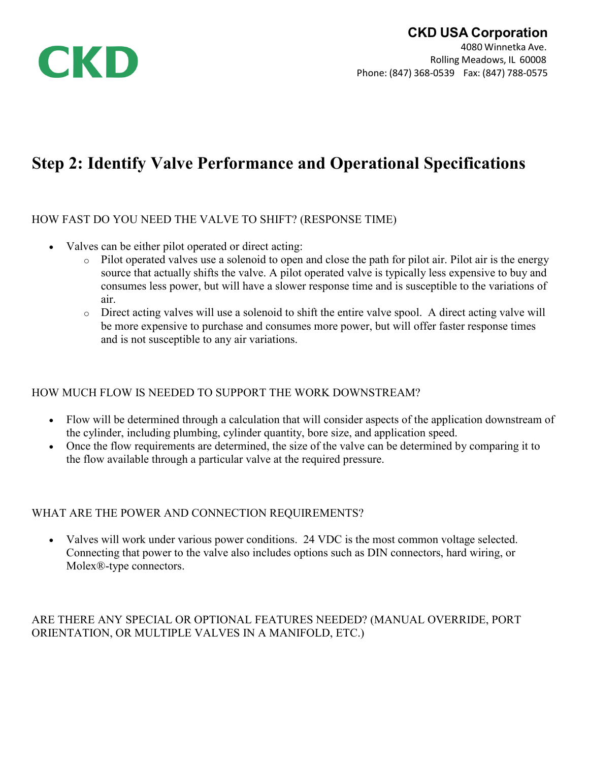# CKD

**CKD USA Corporation**
4080 Winnetka Ave.
Rolling Meadows, IL 60008
Phone: (847) 368-0539 Fax: (847) 788-0575

## Step 2: Identify Valve Performance and Operational Specifications

HOW FAST DO YOU NEED THE VALVE TO SHIFT? (RESPONSE TIME)

- Valves can be either pilot operated or direct acting:
    - Pilot operated valves use a solenoid to open and close the path for pilot air. Pilot air is the energy source that actually shifts the valve. A pilot operated valve is typically less expensive to buy and consumes less power, but will have a slower response time and is susceptible to the variations of air.
    - Direct acting valves will use a solenoid to shift the entire valve spool. A direct acting valve will be more expensive to purchase and consumes more power, but will offer faster response times and is not susceptible to any air variations.

HOW MUCH FLOW IS NEEDED TO SUPPORT THE WORK DOWNSTREAM?

- Flow will be determined through a calculation that will consider aspects of the application downstream of the cylinder, including plumbing, cylinder quantity, bore size, and application speed.
- Once the flow requirements are determined, the size of the valve can be determined by comparing it to the flow available through a particular valve at the required pressure.

WHAT ARE THE POWER AND CONNECTION REQUIREMENTS?

- Valves will work under various power conditions. 24 VDC is the most common voltage selected. Connecting that power to the valve also includes options such as DIN connectors, hard wiring, or Molex®-type connectors.

ARE THERE ANY SPECIAL OR OPTIONAL FEATURES NEEDED? (MANUAL OVERRIDE, PORT ORIENTATION, OR MULTIPLE VALVES IN A MANIFOLD, ETC.)